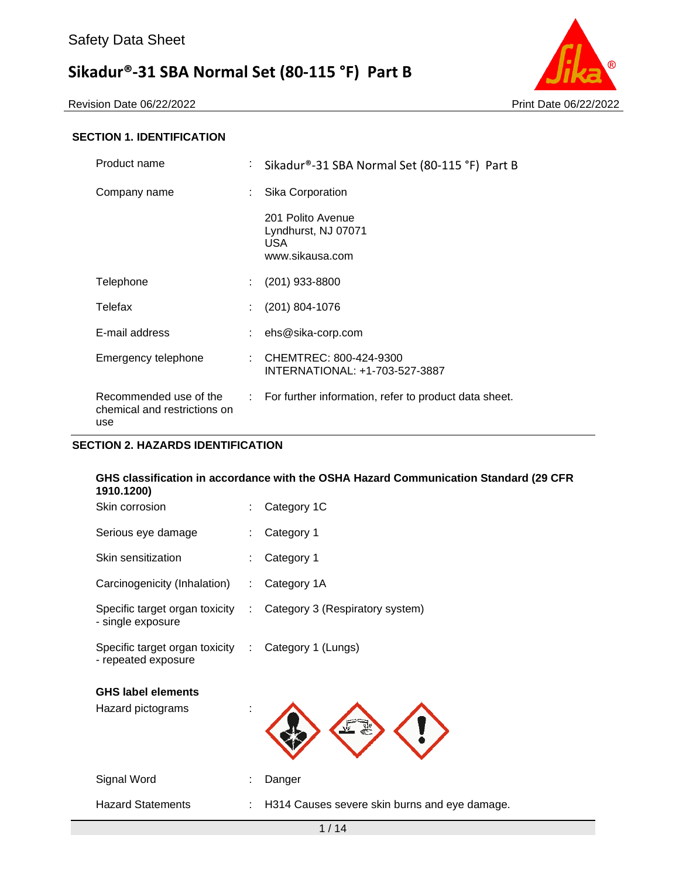# Safety Data Sheet

## Sikadur®-31 SBA Normal Set (80-115 °F) Part B

Revision Date 06/22/2022 Print Date 06/22/2022

### SECTION 1. IDENTIFICATION

| | | |
|---|---|---|
| Product name | : | Sikadur®-31 SBA Normal Set (80-115 °F) Part B |
| Company name | : | Sika Corporation<br>201 Polito Avenue<br>Lyndhurst, NJ 07071<br>USA<br>www.sikausa.com |
| Telephone | : | (201) 933-8800 |
| Telefax | : | (201) 804-1076 |
| E-mail address | : | ehs@sika-corp.com |
| Emergency telephone | : | CHEMTREC: 800-424-9300<br>INTERNATIONAL: +1-703-527-3887 |
| Recommended use of the chemical and restrictions on use | : | For further information, refer to product data sheet. |

### SECTION 2. HAZARDS IDENTIFICATION

**GHS classification in accordance with the OSHA Hazard Communication Standard (29 CFR 1910.1200)**

| | | |
|---|---|---|
| Skin corrosion | : | Category 1C |
| Serious eye damage | : | Category 1 |
| Skin sensitization | : | Category 1 |
| Carcinogenicity (Inhalation) | : | Category 1A |
| Specific target organ toxicity - single exposure | : | Category 3 (Respiratory system) |
| Specific target organ toxicity - repeated exposure | : | Category 1 (Lungs) |

**GHS label elements**

| | | |
|---|---|---|
| Hazard pictograms | : | |
| Signal Word | : | Danger |
| Hazard Statements | : | H314 Causes severe skin burns and eye damage. |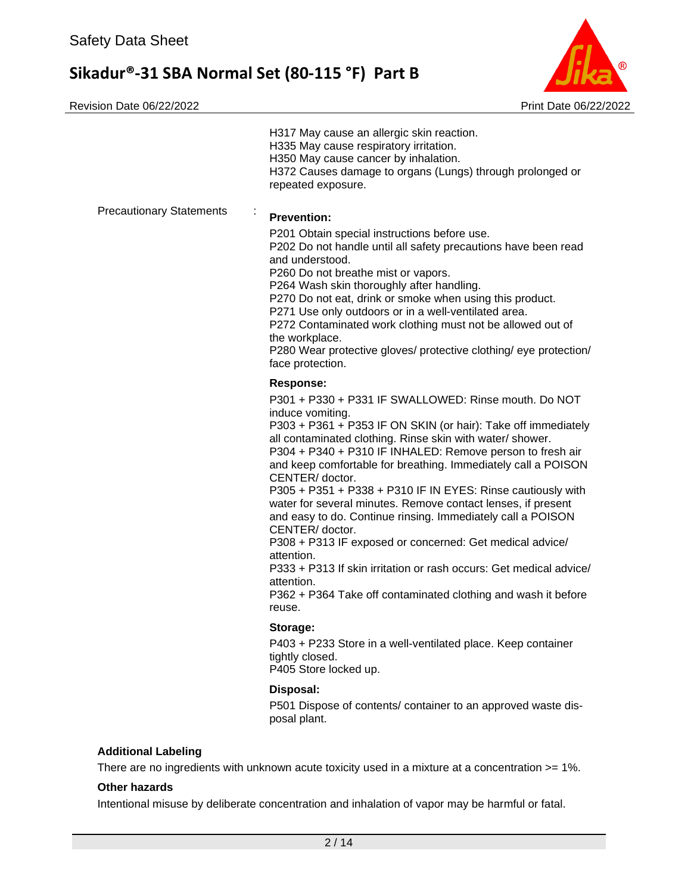H317 May cause an allergic skin reaction.
H335 May cause respiratory irritation.
H350 May cause cancer by inhalation.
H372 Causes damage to organs (Lungs) through prolonged or repeated exposure.

Precautionary Statements :

**Prevention:**

P201 Obtain special instructions before use.
P202 Do not handle until all safety precautions have been read and understood.
P260 Do not breathe mist or vapors.
P264 Wash skin thoroughly after handling.
P270 Do not eat, drink or smoke when using this product.
P271 Use only outdoors or in a well-ventilated area.
P272 Contaminated work clothing must not be allowed out of the workplace.
P280 Wear protective gloves/ protective clothing/ eye protection/ face protection.

**Response:**

P301 + P330 + P331 IF SWALLOWED: Rinse mouth. Do NOT induce vomiting.
P303 + P361 + P353 IF ON SKIN (or hair): Take off immediately all contaminated clothing. Rinse skin with water/ shower.
P304 + P340 + P310 IF INHALED: Remove person to fresh air and keep comfortable for breathing. Immediately call a POISON CENTER/ doctor.
P305 + P351 + P338 + P310 IF IN EYES: Rinse cautiously with water for several minutes. Remove contact lenses, if present and easy to do. Continue rinsing. Immediately call a POISON CENTER/ doctor.
P308 + P313 IF exposed or concerned: Get medical advice/ attention.
P333 + P313 If skin irritation or rash occurs: Get medical advice/ attention.
P362 + P364 Take off contaminated clothing and wash it before reuse.

**Storage:**

P403 + P233 Store in a well-ventilated place. Keep container tightly closed.
P405 Store locked up.

**Disposal:**

P501 Dispose of contents/ container to an approved waste disposal plant.

**Additional Labeling**

There are no ingredients with unknown acute toxicity used in a mixture at a concentration >= 1%.

**Other hazards**

Intentional misuse by deliberate concentration and inhalation of vapor may be harmful or fatal.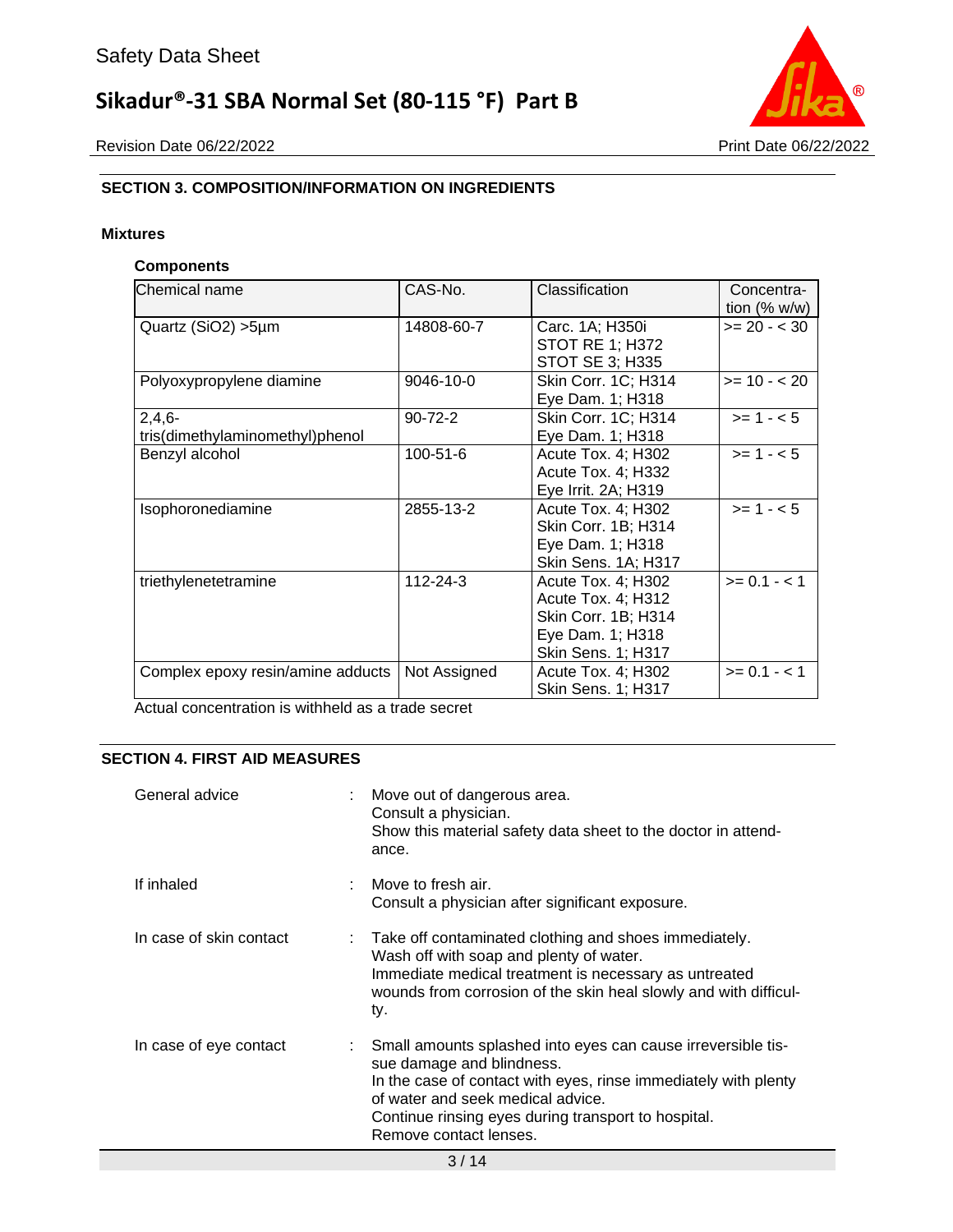## SECTION 3. COMPOSITION/INFORMATION ON INGREDIENTS

### Mixtures

**Components**

| Chemical name | CAS-No. | Classification | Concentration (% w/w) |
|---|---|---|---|
| Quartz ($SiO_2$) >5µm | 14808-60-7 | Carc. 1A; H350i<br>STOT RE 1; H372<br>STOT SE 3; H335 | >= 20 - < 30 |
| Polyoxypropylene diamine | 9046-10-0 | Skin Corr. 1C; H314<br>Eye Dam. 1; H318 | >= 10 - < 20 |
| 2,4,6-tris(dimethylaminomethyl)phenol | 90-72-2 | Skin Corr. 1C; H314<br>Eye Dam. 1; H318 | >= 1 - < 5 |
| Benzyl alcohol | 100-51-6 | Acute Tox. 4; H302<br>Acute Tox. 4; H332<br>Eye Irrit. 2A; H319 | >= 1 - < 5 |
| Isophoronediamine | 2855-13-2 | Acute Tox. 4; H302<br>Skin Corr. 1B; H314<br>Eye Dam. 1; H318<br>Skin Sens. 1A; H317 | >= 1 - < 5 |
| triethylenetetramine | 112-24-3 | Acute Tox. 4; H302<br>Acute Tox. 4; H312<br>Skin Corr. 1B; H314<br>Eye Dam. 1; H318<br>Skin Sens. 1; H317 | >= 0.1 - < 1 |
| Complex epoxy resin/amine adducts | Not Assigned | Acute Tox. 4; H302<br>Skin Sens. 1; H317 | >= 0.1 - < 1 |

Actual concentration is withheld as a trade secret

## SECTION 4. FIRST AID MEASURES

General advice : Move out of dangerous area.
Consult a physician.
Show this material safety data sheet to the doctor in attendance.

If inhaled : Move to fresh air.
Consult a physician after significant exposure.

In case of skin contact : Take off contaminated clothing and shoes immediately.
Wash off with soap and plenty of water.
Immediate medical treatment is necessary as untreated wounds from corrosion of the skin heal slowly and with difficulty.

In case of eye contact : Small amounts splashed into eyes can cause irreversible tissue damage and blindness.
In the case of contact with eyes, rinse immediately with plenty of water and seek medical advice.
Continue rinsing eyes during transport to hospital.
Remove contact lenses.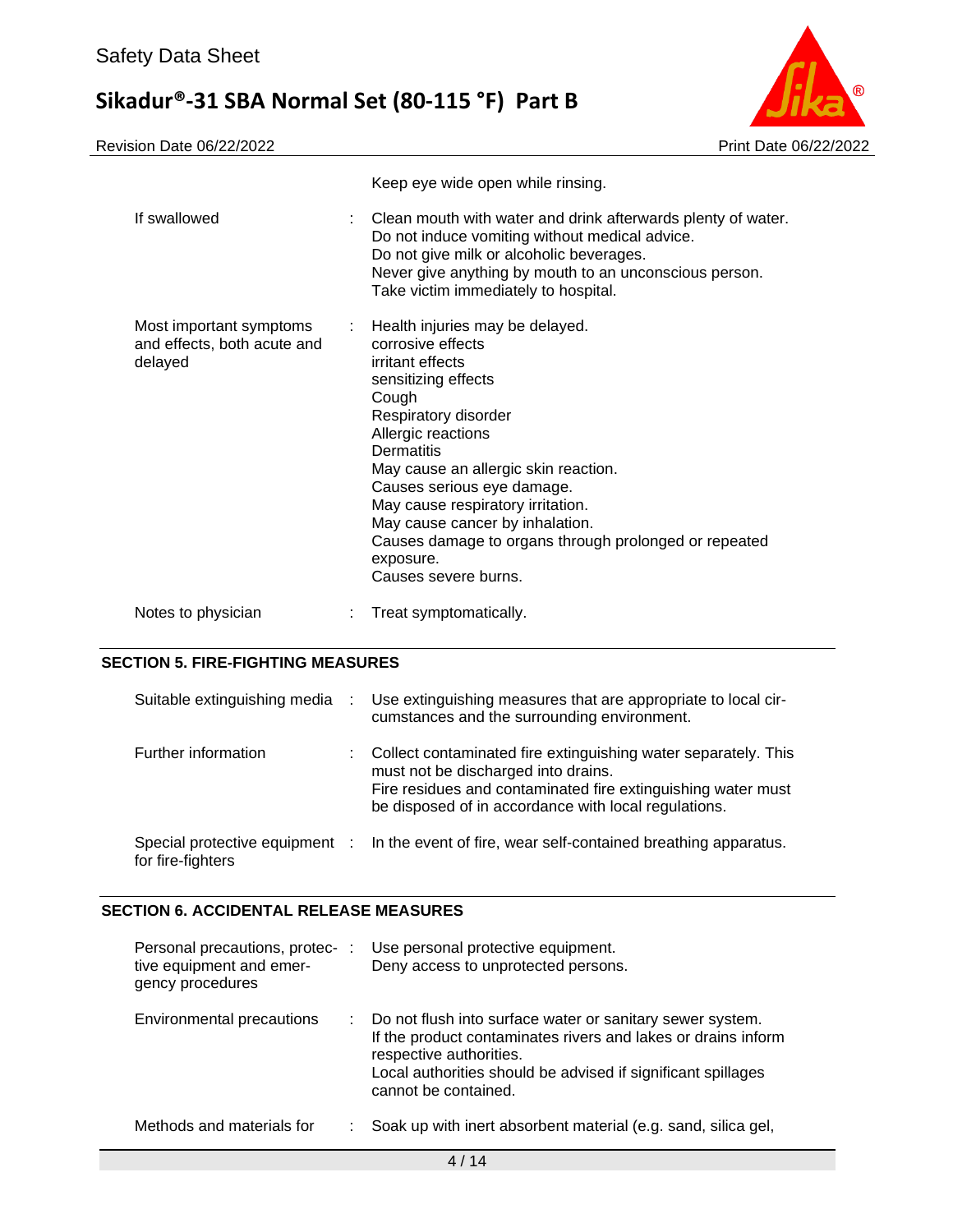| | | |
|---|---|---|
| | | Keep eye wide open while rinsing. |
| If swallowed | : | Clean mouth with water and drink afterwards plenty of water.<br>Do not induce vomiting without medical advice.<br>Do not give milk or alcoholic beverages.<br>Never give anything by mouth to an unconscious person.<br>Take victim immediately to hospital. |
| Most important symptoms and effects, both acute and delayed | : | Health injuries may be delayed.<br>corrosive effects<br>irritant effects<br>sensitizing effects<br>Cough<br>Respiratory disorder<br>Allergic reactions<br>Dermatitis<br>May cause an allergic skin reaction.<br>Causes serious eye damage.<br>May cause respiratory irritation.<br>May cause cancer by inhalation.<br>Causes damage to organs through prolonged or repeated exposure.<br>Causes severe burns. |
| Notes to physician | : | Treat symptomatically. |

## SECTION 5. FIRE-FIGHTING MEASURES

| | | |
|---|---|---|
| Suitable extinguishing media | : | Use extinguishing measures that are appropriate to local circumstances and the surrounding environment. |
| Further information | : | Collect contaminated fire extinguishing water separately. This must not be discharged into drains.<br>Fire residues and contaminated fire extinguishing water must be disposed of in accordance with local regulations. |
| Special protective equipment for fire-fighters | : | In the event of fire, wear self-contained breathing apparatus. |

## SECTION 6. ACCIDENTAL RELEASE MEASURES

| | | |
|---|---|---|
| Personal precautions, protective equipment and emergency procedures | : | Use personal protective equipment.<br>Deny access to unprotected persons. |
| Environmental precautions | : | Do not flush into surface water or sanitary sewer system.<br>If the product contaminates rivers and lakes or drains inform respective authorities.<br>Local authorities should be advised if significant spillages cannot be contained. |
| Methods and materials for | : | Soak up with inert absorbent material (e.g. sand, silica gel, |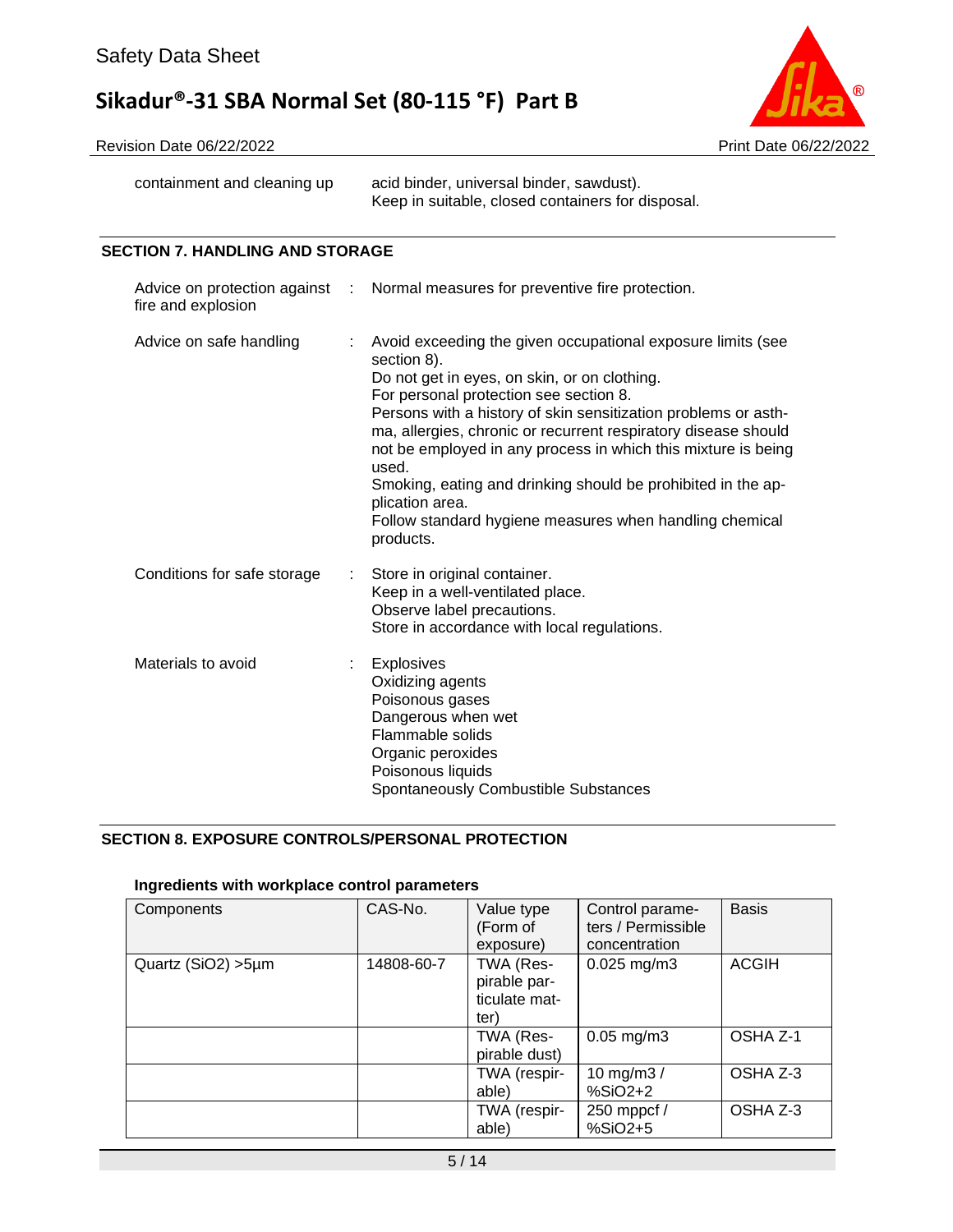| | | |
|---|---|---|
| containment and cleaning up | | acid binder, universal binder, sawdust).<br>Keep in suitable, closed containers for disposal. |

## SECTION 7. HANDLING AND STORAGE

| | | |
|---|---|---|
| Advice on protection against fire and explosion | : | Normal measures for preventive fire protection. |
| Advice on safe handling | : | Avoid exceeding the given occupational exposure limits (see section 8).<br>Do not get in eyes, on skin, or on clothing.<br>For personal protection see section 8.<br>Persons with a history of skin sensitization problems or asthma, allergies, chronic or recurrent respiratory disease should not be employed in any process in which this mixture is being used.<br>Smoking, eating and drinking should be prohibited in the application area.<br>Follow standard hygiene measures when handling chemical products. |
| Conditions for safe storage | : | Store in original container.<br>Keep in a well-ventilated place.<br>Observe label precautions.<br>Store in accordance with local regulations. |
| Materials to avoid | : | Explosives<br>Oxidizing agents<br>Poisonous gases<br>Dangerous when wet<br>Flammable solids<br>Organic peroxides<br>Poisonous liquids<br>Spontaneously Combustible Substances |

## SECTION 8. EXPOSURE CONTROLS/PERSONAL PROTECTION

### Ingredients with workplace control parameters

| Components | CAS-No. | Value type (Form of exposure) | Control parameters / Permissible concentration | Basis |
|---|---|---|---|---|
| Quartz ($SiO_2$) >5µm | 14808-60-7 | TWA (Respirable particulate matter) | 0.025 mg/m3 | ACGIH |
| | | TWA (Respirable dust) | 0.05 mg/m3 | OSHA Z-1 |
| | | TWA (respirable) | 10 mg/m3 / %SiO2+2 | OSHA Z-3 |
| | | TWA (respirable) | 250 mppcf / %SiO2+5 | OSHA Z-3 |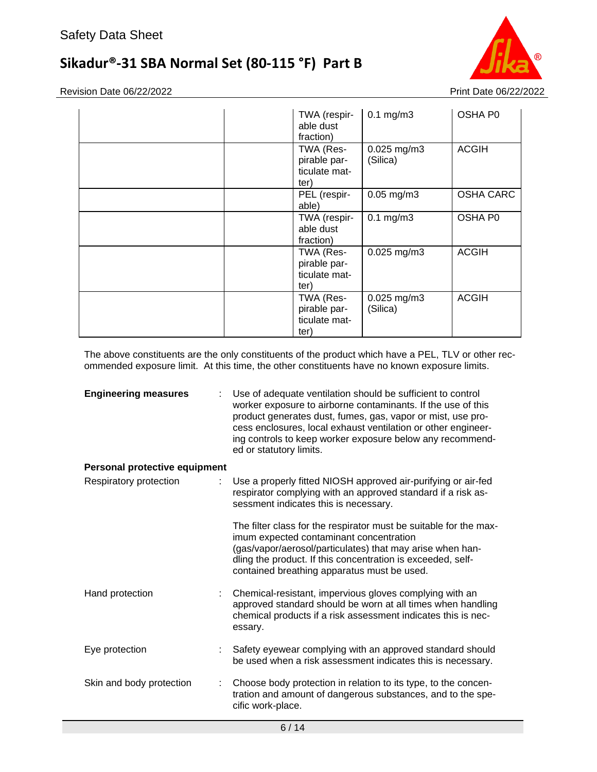| | | | | |
|---|---|---|---|---|
| | | TWA (respirable dust fraction) | 0.1 mg/m3 | OSHA P0 |
| | | TWA (Respirable particulate matter) | 0.025 mg/m3 (Silica) | ACGIH |
| | | PEL (respirable) | 0.05 mg/m3 | OSHA CARC |
| | | TWA (respirable dust fraction) | 0.1 mg/m3 | OSHA P0 |
| | | TWA (Respirable particulate matter) | 0.025 mg/m3 | ACGIH |
| | | TWA (Respirable particulate matter) | 0.025 mg/m3 (Silica) | ACGIH |

The above constituents are the only constituents of the product which have a PEL, TLV or other recommended exposure limit. At this time, the other constituents have no known exposure limits.

**Engineering measures** : Use of adequate ventilation should be sufficient to control worker exposure to airborne contaminants. If the use of this product generates dust, fumes, gas, vapor or mist, use process enclosures, local exhaust ventilation or other engineering controls to keep worker exposure below any recommended or statutory limits.

**Personal protective equipment**

Respiratory protection : Use a properly fitted NIOSH approved air-purifying or air-fed respirator complying with an approved standard if a risk assessment indicates this is necessary.

The filter class for the respirator must be suitable for the maximum expected contaminant concentration (gas/vapor/aerosol/particulates) that may arise when handling the product. If this concentration is exceeded, self-contained breathing apparatus must be used.

Hand protection : Chemical-resistant, impervious gloves complying with an approved standard should be worn at all times when handling chemical products if a risk assessment indicates this is necessary.

Eye protection : Safety eyewear complying with an approved standard should be used when a risk assessment indicates this is necessary.

Skin and body protection : Choose body protection in relation to its type, to the concentration and amount of dangerous substances, and to the specific work-place.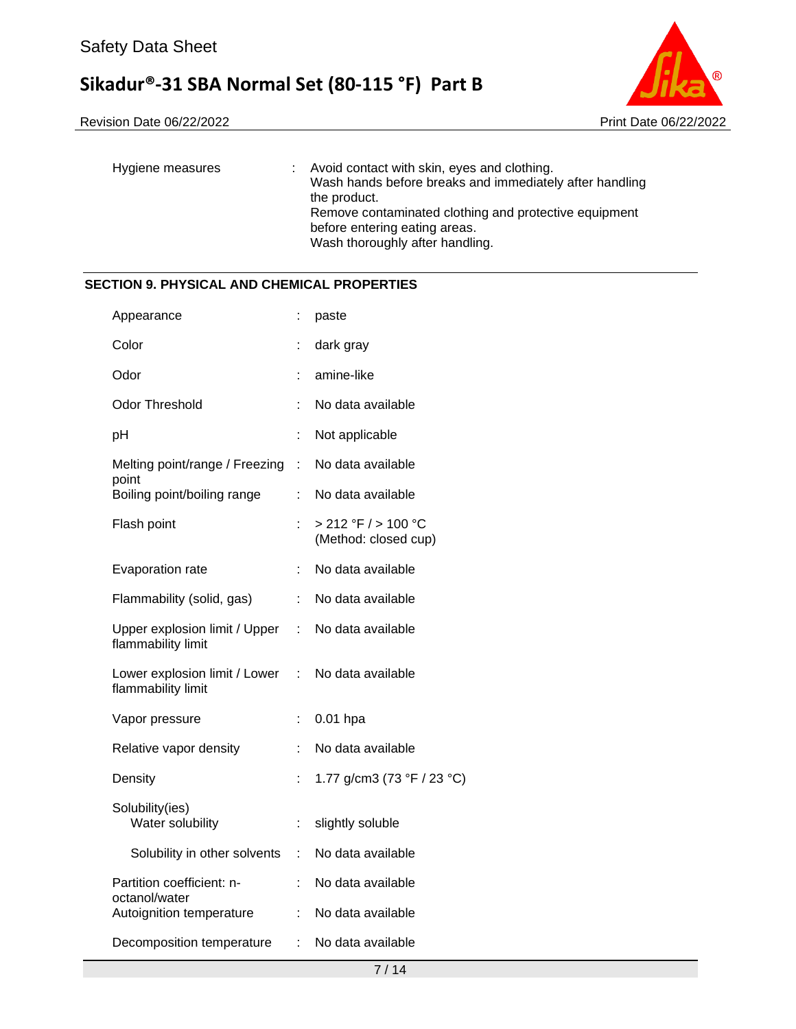| | | |
|---|---|---|
| Hygiene measures | : | Avoid contact with skin, eyes and clothing.<br>Wash hands before breaks and immediately after handling the product.<br>Remove contaminated clothing and protective equipment before entering eating areas.<br>Wash thoroughly after handling. |

## SECTION 9. PHYSICAL AND CHEMICAL PROPERTIES

| | | |
|---|---|---|
| Appearance | : | paste |
| Color | : | dark gray |
| Odor | : | amine-like |
| Odor Threshold | : | No data available |
| pH | : | Not applicable |
| Melting point/range / Freezing point | : | No data available |
| Boiling point/boiling range | : | No data available |
| Flash point | : | > 212 °F / > 100 °C<br>(Method: closed cup) |
| Evaporation rate | : | No data available |
| Flammability (solid, gas) | : | No data available |
| Upper explosion limit / Upper flammability limit | : | No data available |
| Lower explosion limit / Lower flammability limit | : | No data available |
| Vapor pressure | : | 0.01 hpa |
| Relative vapor density | : | No data available |
| Density | : | 1.77 g/cm3 (73 °F / 23 °C) |
| Solubility(ies)<br>Water solubility | : | slightly soluble |
| Solubility in other solvents | : | No data available |
| Partition coefficient: n-octanol/water | : | No data available |
| Autoignition temperature | : | No data available |
| Decomposition temperature | : | No data available |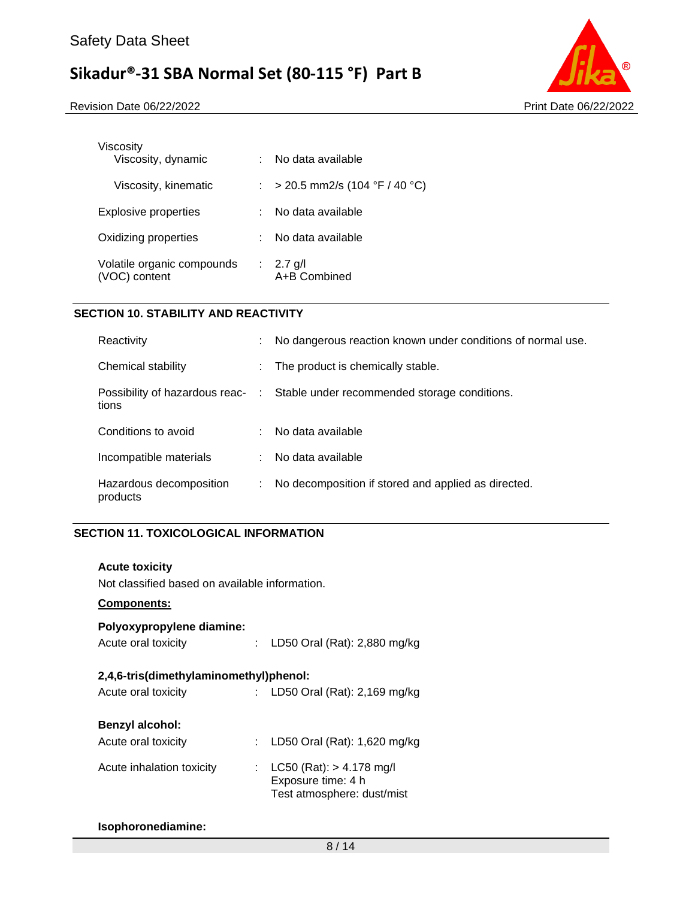| | | |
|---|---|---|
| Viscosity | | |
| Viscosity, dynamic | : | No data available |
| Viscosity, kinematic | : | > 20.5 mm2/s (104 °F / 40 °C) |
| Explosive properties | : | No data available |
| Oxidizing properties | : | No data available |
| Volatile organic compounds (VOC) content | : | 2.7 g/l<br>A+B Combined |

## SECTION 10. STABILITY AND REACTIVITY

| | | |
|---|---|---|
| Reactivity | : | No dangerous reaction known under conditions of normal use. |
| Chemical stability | : | The product is chemically stable. |
| Possibility of hazardous reactions | : | Stable under recommended storage conditions. |
| Conditions to avoid | : | No data available |
| Incompatible materials | : | No data available |
| Hazardous decomposition products | : | No decomposition if stored and applied as directed. |

## SECTION 11. TOXICOLOGICAL INFORMATION

**Acute toxicity**

Not classified based on available information.

**Components:**

**Polyoxypropylene diamine:**

| | | |
|---|---|---|
| Acute oral toxicity | : | LD50 Oral (Rat): 2,880 mg/kg |

**2,4,6-tris(dimethylaminomethyl)phenol:**

| | | |
|---|---|---|
| Acute oral toxicity | : | LD50 Oral (Rat): 2,169 mg/kg |

**Benzyl alcohol:**

| | | |
|---|---|---|
| Acute oral toxicity | : | LD50 Oral (Rat): 1,620 mg/kg |
| Acute inhalation toxicity | : | LC50 (Rat): > 4.178 mg/l<br>Exposure time: 4 h<br>Test atmosphere: dust/mist |

**Isophoronediamine:**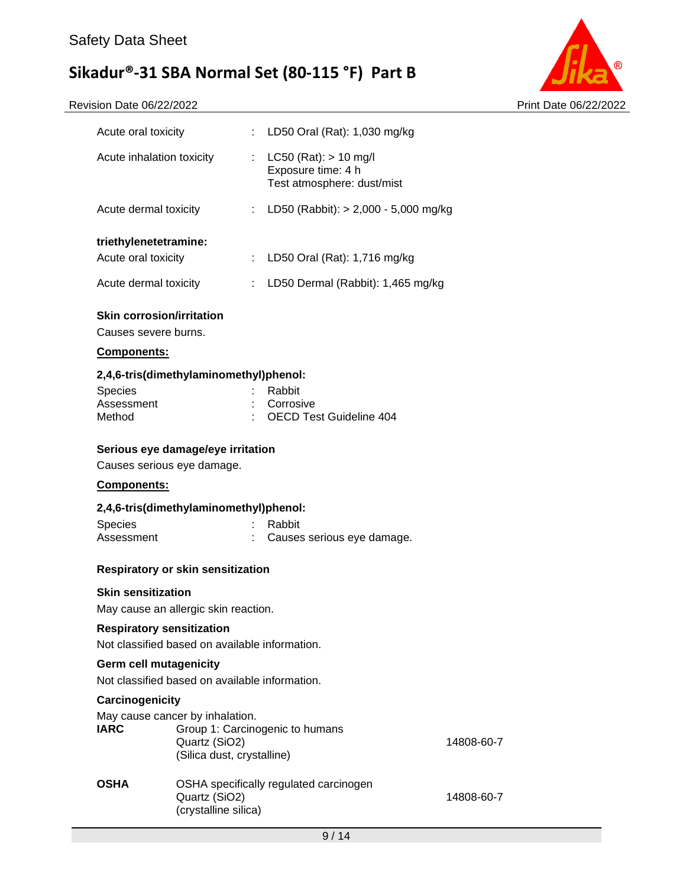| | | |
|---|---|---|
| Acute oral toxicity | : | LD50 Oral (Rat): 1,030 mg/kg |
| Acute inhalation toxicity | : | LC50 (Rat): > 10 mg/l<br>Exposure time: 4 h<br>Test atmosphere: dust/mist |
| Acute dermal toxicity | : | LD50 (Rabbit): > 2,000 - 5,000 mg/kg |

**triethylenetetramine:**

| | | |
|---|---|---|
| Acute oral toxicity | : | LD50 Oral (Rat): 1,716 mg/kg |
| Acute dermal toxicity | : | LD50 Dermal (Rabbit): 1,465 mg/kg |

**Skin corrosion/irritation**

Causes severe burns.

**Components:**

**2,4,6-tris(dimethylaminomethyl)phenol:**

| | | |
|---|---|---|
| Species | : | Rabbit |
| Assessment | : | Corrosive |
| Method | : | OECD Test Guideline 404 |

**Serious eye damage/eye irritation**

Causes serious eye damage.

**Components:**

**2,4,6-tris(dimethylaminomethyl)phenol:**

| | | |
|---|---|---|
| Species | : | Rabbit |
| Assessment | : | Causes serious eye damage. |

**Respiratory or skin sensitization**

**Skin sensitization**

May cause an allergic skin reaction.

**Respiratory sensitization**

Not classified based on available information.

**Germ cell mutagenicity**

Not classified based on available information.

**Carcinogenicity**

May cause cancer by inhalation.

| | | |
|---|---|---|
| **IARC** | Group 1: Carcinogenic to humans<br>Quartz (SiO2)<br>(Silica dust, crystalline) | 14808-60-7 |
| **OSHA** | OSHA specifically regulated carcinogen<br>Quartz (SiO2)<br>(crystalline silica) | 14808-60-7 |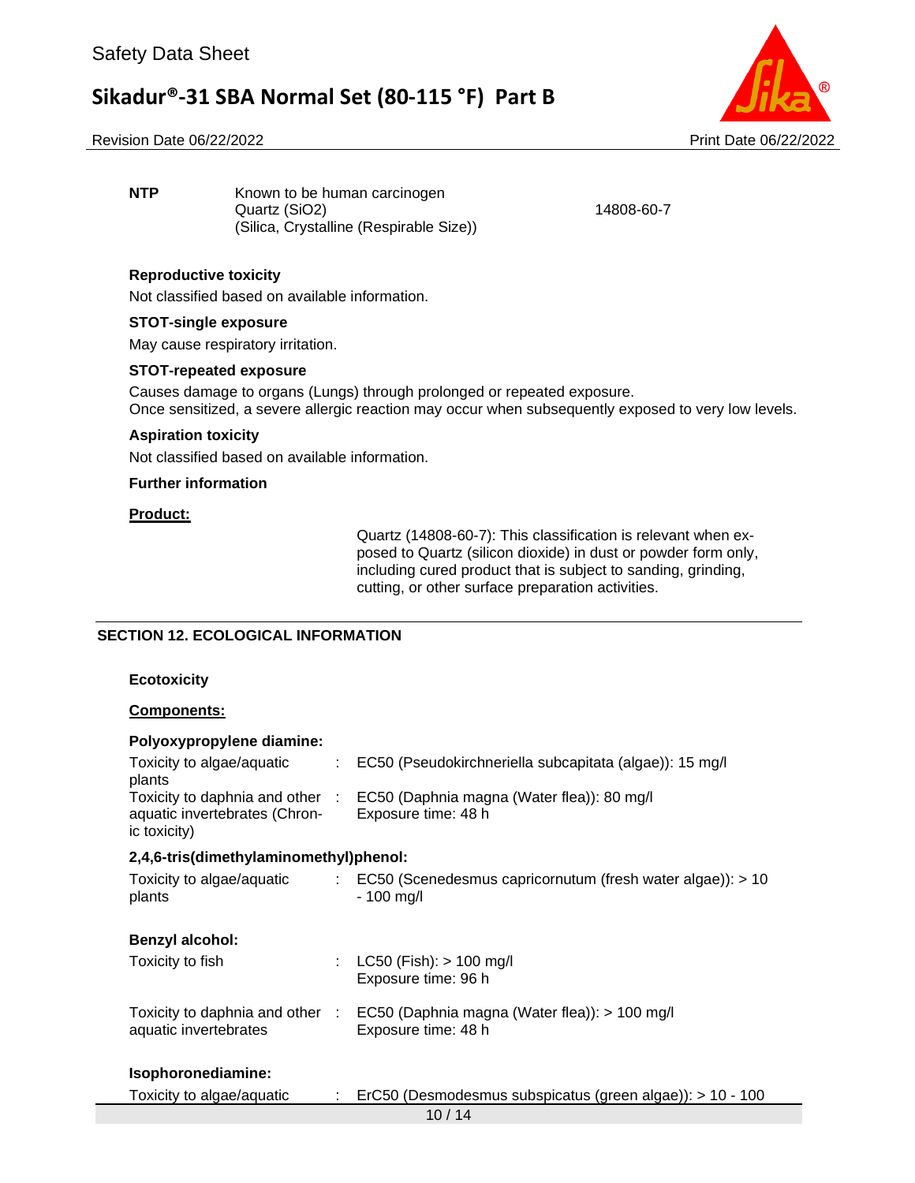| | | |
|---|---|---|
| **NTP** | Known to be human carcinogen<br>Quartz ($SiO_2$)<br>(Silica, Crystalline (Respirable Size)) | 14808-60-7 |

**Reproductive toxicity**

Not classified based on available information.

**STOT-single exposure**

May cause respiratory irritation.

**STOT-repeated exposure**

Causes damage to organs (Lungs) through prolonged or repeated exposure.
Once sensitized, a severe allergic reaction may occur when subsequently exposed to very low levels.

**Aspiration toxicity**

Not classified based on available information.

**Further information**

**Product:**

Quartz (14808-60-7): This classification is relevant when exposed to Quartz (silicon dioxide) in dust or powder form only, including cured product that is subject to sanding, grinding, cutting, or other surface preparation activities.

## SECTION 12. ECOLOGICAL INFORMATION

**Ecotoxicity**

**Components:**

**Polyoxypropylene diamine:**

| | | |
|---|---|---|
| Toxicity to algae/aquatic plants | : | EC50 (Pseudokirchneriella subcapitata (algae)): 15 mg/l |
| Toxicity to daphnia and other aquatic invertebrates (Chronic toxicity) | : | EC50 (Daphnia magna (Water flea)): 80 mg/l<br>Exposure time: 48 h |

**2,4,6-tris(dimethylaminomethyl)phenol:**

| | | |
|---|---|---|
| Toxicity to algae/aquatic plants | : | EC50 (Scenedesmus capricornutum (fresh water algae)): > 10 - 100 mg/l |

**Benzyl alcohol:**

| | | |
|---|---|---|
| Toxicity to fish | : | LC50 (Fish): > 100 mg/l<br>Exposure time: 96 h |
| Toxicity to daphnia and other aquatic invertebrates | : | EC50 (Daphnia magna (Water flea)): > 100 mg/l<br>Exposure time: 48 h |

**Isophoronediamine:**

| | | |
|---|---|---|
| Toxicity to algae/aquatic | : | ErC50 (Desmodesmus subspicatus (green algae)): > 10 - 100 |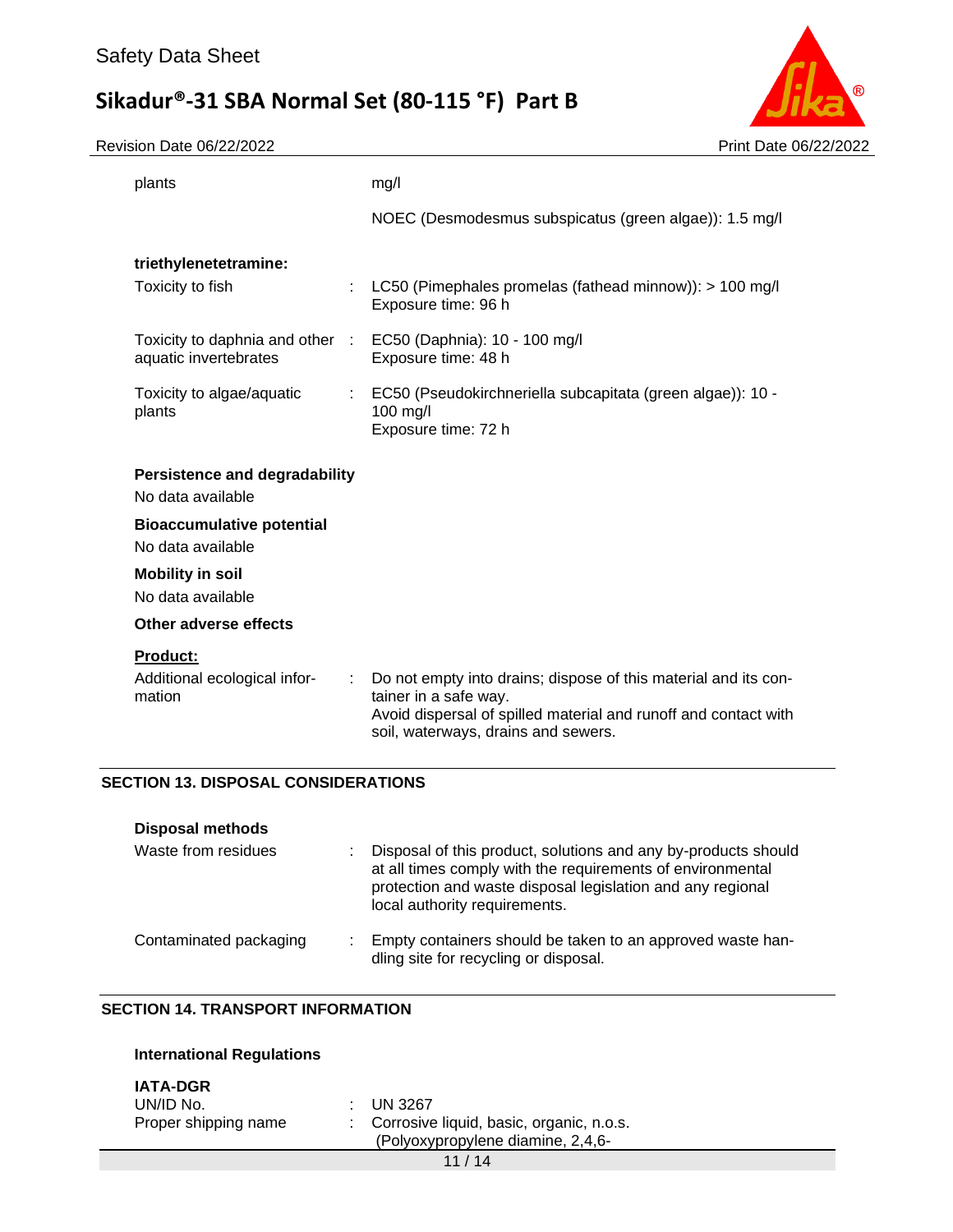| | | |
|---|---|---|
| plants | | mg/l |
| | | NOEC (Desmodesmus subspicatus (green algae)): 1.5 mg/l |

**triethylenetetramine:**

| | | |
|---|---|---|
| Toxicity to fish | : | LC50 (Pimephales promelas (fathead minnow)): > 100 mg/l<br>Exposure time: 96 h |
| Toxicity to daphnia and other aquatic invertebrates | : | EC50 (Daphnia): 10 - 100 mg/l<br>Exposure time: 48 h |
| Toxicity to algae/aquatic plants | : | EC50 (Pseudokirchneriella subcapitata (green algae)): 10 - 100 mg/l<br>Exposure time: 72 h |

**Persistence and degradability**

No data available

**Bioaccumulative potential**

No data available

**Mobility in soil**

No data available

**Other adverse effects**

**Product:**

| | | |
|---|---|---|
| Additional ecological information | : | Do not empty into drains; dispose of this material and its container in a safe way.<br>Avoid dispersal of spilled material and runoff and contact with soil, waterways, drains and sewers. |

## SECTION 13. DISPOSAL CONSIDERATIONS

**Disposal methods**

| | | |
|---|---|---|
| Waste from residues | : | Disposal of this product, solutions and any by-products should at all times comply with the requirements of environmental protection and waste disposal legislation and any regional local authority requirements. |
| Contaminated packaging | : | Empty containers should be taken to an approved waste handling site for recycling or disposal. |

## SECTION 14. TRANSPORT INFORMATION

**International Regulations**

**IATA-DGR**

| | | |
|---|---|---|
| UN/ID No. | : | UN 3267 |
| Proper shipping name | : | Corrosive liquid, basic, organic, n.o.s.<br>(Polyoxypropylene diamine, 2,4,6- |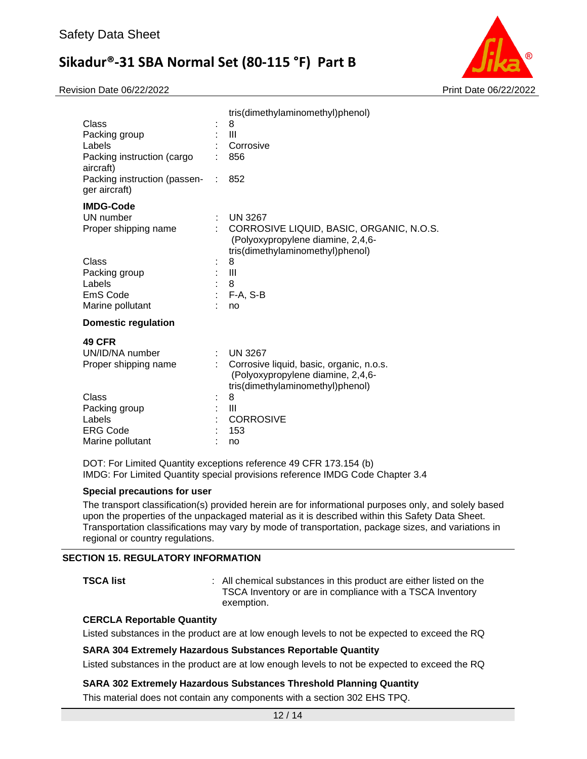| | | |
|---|---|---|
| | | tris(dimethylaminomethyl)phenol) |
| Class | : | 8 |
| Packing group | : | III |
| Labels | : | Corrosive |
| Packing instruction (cargo aircraft) | : | 856 |
| Packing instruction (passenger aircraft) | : | 852 |

**IMDG-Code**

| | | |
|---|---|---|
| UN number | : | UN 3267 |
| Proper shipping name | : | CORROSIVE LIQUID, BASIC, ORGANIC, N.O.S. (Polyoxypropylene diamine, 2,4,6-tris(dimethylaminomethyl)phenol) |
| Class | : | 8 |
| Packing group | : | III |
| Labels | : | 8 |
| EmS Code | : | F-A, S-B |
| Marine pollutant | : | no |

**Domestic regulation**

**49 CFR**

| | | |
|---|---|---|
| UN/ID/NA number | : | UN 3267 |
| Proper shipping name | : | Corrosive liquid, basic, organic, n.o.s. (Polyoxypropylene diamine, 2,4,6-tris(dimethylaminomethyl)phenol) |
| Class | : | 8 |
| Packing group | : | III |
| Labels | : | CORROSIVE |
| ERG Code | : | 153 |
| Marine pollutant | : | no |

DOT: For Limited Quantity exceptions reference 49 CFR 173.154 (b)
IMDG: For Limited Quantity special provisions reference IMDG Code Chapter 3.4

**Special precautions for user**

The transport classification(s) provided herein are for informational purposes only, and solely based upon the properties of the unpackaged material as it is described within this Safety Data Sheet. Transportation classifications may vary by mode of transportation, package sizes, and variations in regional or country regulations.

## SECTION 15. REGULATORY INFORMATION

**TSCA list** : All chemical substances in this product are either listed on the TSCA Inventory or are in compliance with a TSCA Inventory exemption.

**CERCLA Reportable Quantity**

Listed substances in the product are at low enough levels to not be expected to exceed the RQ

**SARA 304 Extremely Hazardous Substances Reportable Quantity**

Listed substances in the product are at low enough levels to not be expected to exceed the RQ

**SARA 302 Extremely Hazardous Substances Threshold Planning Quantity**

This material does not contain any components with a section 302 EHS TPQ.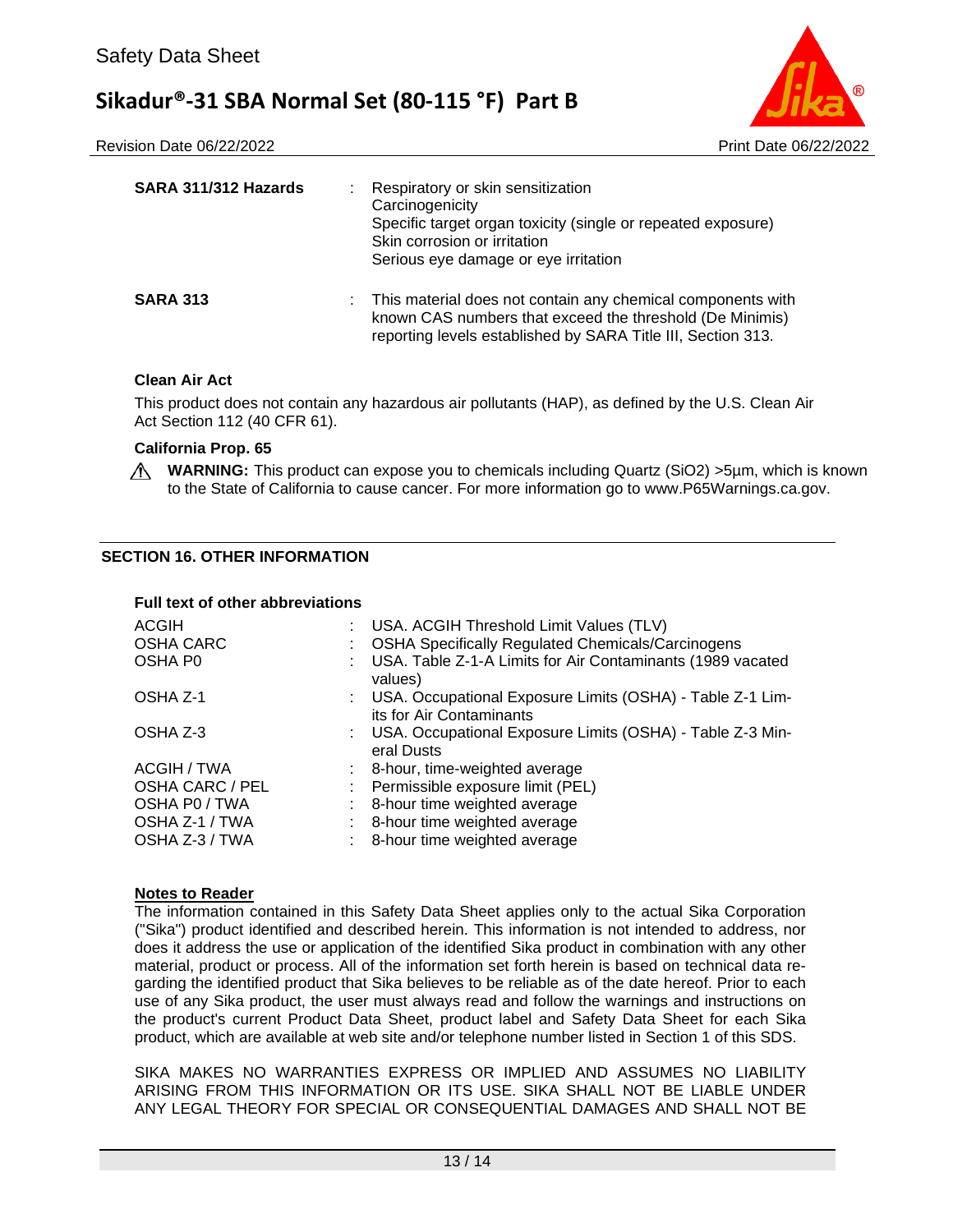| | | |
|---|---|---|
| **SARA 311/312 Hazards** | : | Respiratory or skin sensitization<br>Carcinogenicity<br>Specific target organ toxicity (single or repeated exposure)<br>Skin corrosion or irritation<br>Serious eye damage or eye irritation |
| **SARA 313** | : | This material does not contain any chemical components with known CAS numbers that exceed the threshold (De Minimis) reporting levels established by SARA Title III, Section 313. |

**Clean Air Act**

This product does not contain any hazardous air pollutants (HAP), as defined by the U.S. Clean Air Act Section 112 (40 CFR 61).

**California Prop. 65**

⚠ **WARNING:** This product can expose you to chemicals including Quartz ($SiO_2$) >5µm, which is known to the State of California to cause cancer. For more information go to www.P65Warnings.ca.gov.

## SECTION 16. OTHER INFORMATION

**Full text of other abbreviations**

| | | |
|---|---|---|
| ACGIH | : | USA. ACGIH Threshold Limit Values (TLV) |
| OSHA CARC | : | OSHA Specifically Regulated Chemicals/Carcinogens |
| OSHA P0 | : | USA. Table Z-1-A Limits for Air Contaminants (1989 vacated values) |
| OSHA Z-1 | : | USA. Occupational Exposure Limits (OSHA) - Table Z-1 Limits for Air Contaminants |
| OSHA Z-3 | : | USA. Occupational Exposure Limits (OSHA) - Table Z-3 Mineral Dusts |
| ACGIH / TWA | : | 8-hour, time-weighted average |
| OSHA CARC / PEL | : | Permissible exposure limit (PEL) |
| OSHA P0 / TWA | : | 8-hour time weighted average |
| OSHA Z-1 / TWA | : | 8-hour time weighted average |
| OSHA Z-3 / TWA | : | 8-hour time weighted average |

**Notes to Reader**

The information contained in this Safety Data Sheet applies only to the actual Sika Corporation ("Sika") product identified and described herein. This information is not intended to address, nor does it address the use or application of the identified Sika product in combination with any other material, product or process. All of the information set forth herein is based on technical data regarding the identified product that Sika believes to be reliable as of the date hereof. Prior to each use of any Sika product, the user must always read and follow the warnings and instructions on the product's current Product Data Sheet, product label and Safety Data Sheet for each Sika product, which are available at web site and/or telephone number listed in Section 1 of this SDS.

SIKA MAKES NO WARRANTIES EXPRESS OR IMPLIED AND ASSUMES NO LIABILITY ARISING FROM THIS INFORMATION OR ITS USE. SIKA SHALL NOT BE LIABLE UNDER ANY LEGAL THEORY FOR SPECIAL OR CONSEQUENTIAL DAMAGES AND SHALL NOT BE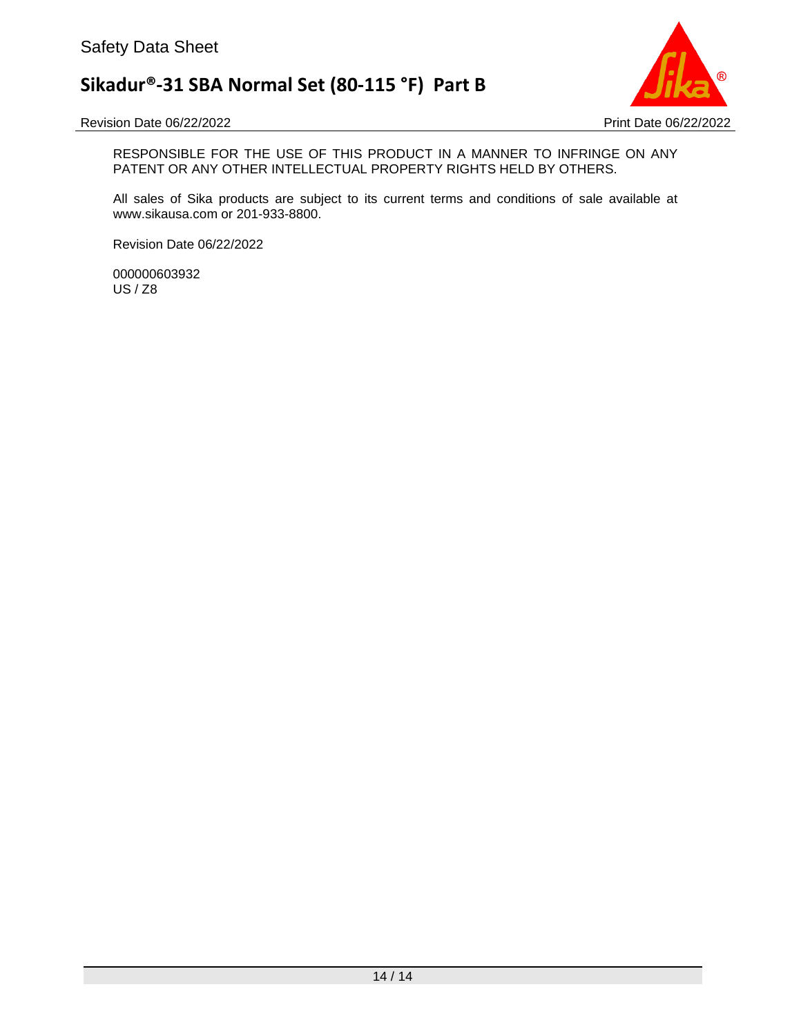RESPONSIBLE FOR THE USE OF THIS PRODUCT IN A MANNER TO INFRINGE ON ANY PATENT OR ANY OTHER INTELLECTUAL PROPERTY RIGHTS HELD BY OTHERS.

All sales of Sika products are subject to its current terms and conditions of sale available at www.sikausa.com or 201-933-8800.

Revision Date 06/22/2022

000000603932
US / Z8